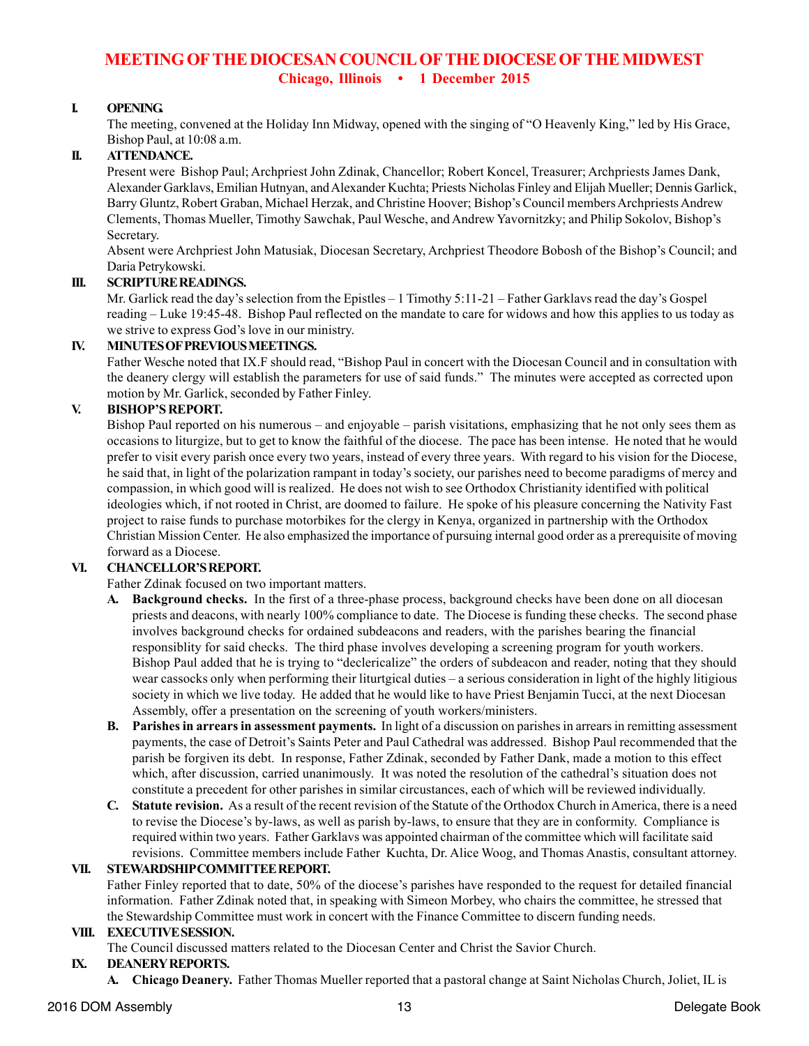# MEETING OF THE DIOCESAN COUNCIL OF THE DIOCESE OF THE MIDWEST

**Chicago, Illinois • 1 December 2015**

## I. OPENING.

The meeting, convened at the Holiday Inn Midway, opened with the singing of "O Heavenly King," led by His Grace, Bishop Paul, at 10:08 a.m.

## II. ATTENDANCE.

Present were Bishop Paul; Archpriest John Zdinak, Chancellor; Robert Koncel, Treasurer; Archpriests James Dank, Alexander Garklavs, Emilian Hutnyan, and Alexander Kuchta; Priests Nicholas Finley and Elijah Mueller; Dennis Garlick, Barry Gluntz, Robert Graban, Michael Herzak, and Christine Hoover; Bishop's Council members Archpriests Andrew Clements, Thomas Mueller, Timothy Sawchak, Paul Wesche, and Andrew Yavornitzky; and Philip Sokolov, Bishop's Secretary.

Absent were Archpriest John Matusiak, Diocesan Secretary, Archpriest Theodore Bobosh of the Bishop's Council; and Daria Petrykowski.

## III. SCRIPTURE READINGS.

Mr. Garlick read the day's selection from the Epistles – 1 Timothy 5:11-21 – Father Garklavs read the day's Gospel reading – Luke 19:45-48. Bishop Paul reflected on the mandate to care for widows and how this applies to us today as we strive to express God's love in our ministry.

## IV. MINUTES OF PREVIOUS MEETINGS.

Father Wesche noted that IX.F should read, "Bishop Paul in concert with the Diocesan Council and in consultation with the deanery clergy will establish the parameters for use of said funds." The minutes were accepted as corrected upon motion by Mr. Garlick, seconded by Father Finley.

## V. BISHOP'S REPORT.

Bishop Paul reported on his numerous – and enjoyable – parish visitations, emphasizing that he not only sees them as occasions to liturgize, but to get to know the faithful of the diocese. The pace has been intense. He noted that he would prefer to visit every parish once every two years, instead of every three years. With regard to his vision for the Diocese, he said that, in light of the polarization rampant in today's society, our parishes need to become paradigms of mercy and compassion, in which good will is realized. He does not wish to see Orthodox Christianity identified with political ideologies which, if not rooted in Christ, are doomed to failure. He spoke of his pleasure concerning the Nativity Fast project to raise funds to purchase motorbikes for the clergy in Kenya, organized in partnership with the Orthodox Christian Mission Center. He also emphasized the importance of pursuing internal good order as a prerequisite of moving forward as a Diocese.

## VI. CHANCELLOR'S REPORT.

Father Zdinak focused on two important matters.

**A. Background checks.** In the first of a three-phase process, background checks have been done on all diocesan priests and deacons, with nearly 100% compliance to date. The Diocese is funding these checks. The second phase involves background checks for ordained subdeacons and readers, with the parishes bearing the financial responsiblity for said checks. The third phase involves developing a screening program for youth workers. Bishop Paul added that he is trying to "declericalize" the orders of subdeacon and reader, noting that they should wear cassocks only when performing their liturtgical duties – a serious consideration in light of the highly litigious society in which we live today. He added that he would like to have Priest Benjamin Tucci, at the next Diocesan Assembly, offer a presentation on the screening of youth workers/ministers.

**B. Parishes in arrears in assessment payments.** In light of a discussion on parishes in arrears in remitting assessment payments, the case of Detroit's Saints Peter and Paul Cathedral was addressed. Bishop Paul recommended that the parish be forgiven its debt. In response, Father Zdinak, seconded by Father Dank, made a motion to this effect which, after discussion, carried unanimously. It was noted the resolution of the cathedral's situation does not constitute a precedent for other parishes in similar circustances, each of which will be reviewed individually.

**C. Statute revision.** As a result of the recent revision of the Statute of the Orthodox Church in America, there is a need to revise the Diocese's by-laws, as well as parish by-laws, to ensure that they are in conformity. Compliance is required within two years. Father Garklavs was appointed chairman of the committee which will facilitate said revisions. Committee members include Father Kuchta, Dr. Alice Woog, and Thomas Anastis, consultant attorney.

## VII. STEWARDSHIP COMMITTEE REPORT.

Father Finley reported that to date, 50% of the diocese's parishes have responded to the request for detailed financial information. Father Zdinak noted that, in speaking with Simeon Morbey, who chairs the committee, he stressed that the Stewardship Committee must work in concert with the Finance Committee to discern funding needs.

## VIII. EXECUTIVE SESSION.

The Council discussed matters related to the Diocesan Center and Christ the Savior Church.

## IX. DEANERY REPORTS.

**A. Chicago Deanery.** Father Thomas Mueller reported that a pastoral change at Saint Nicholas Church, Joliet, IL is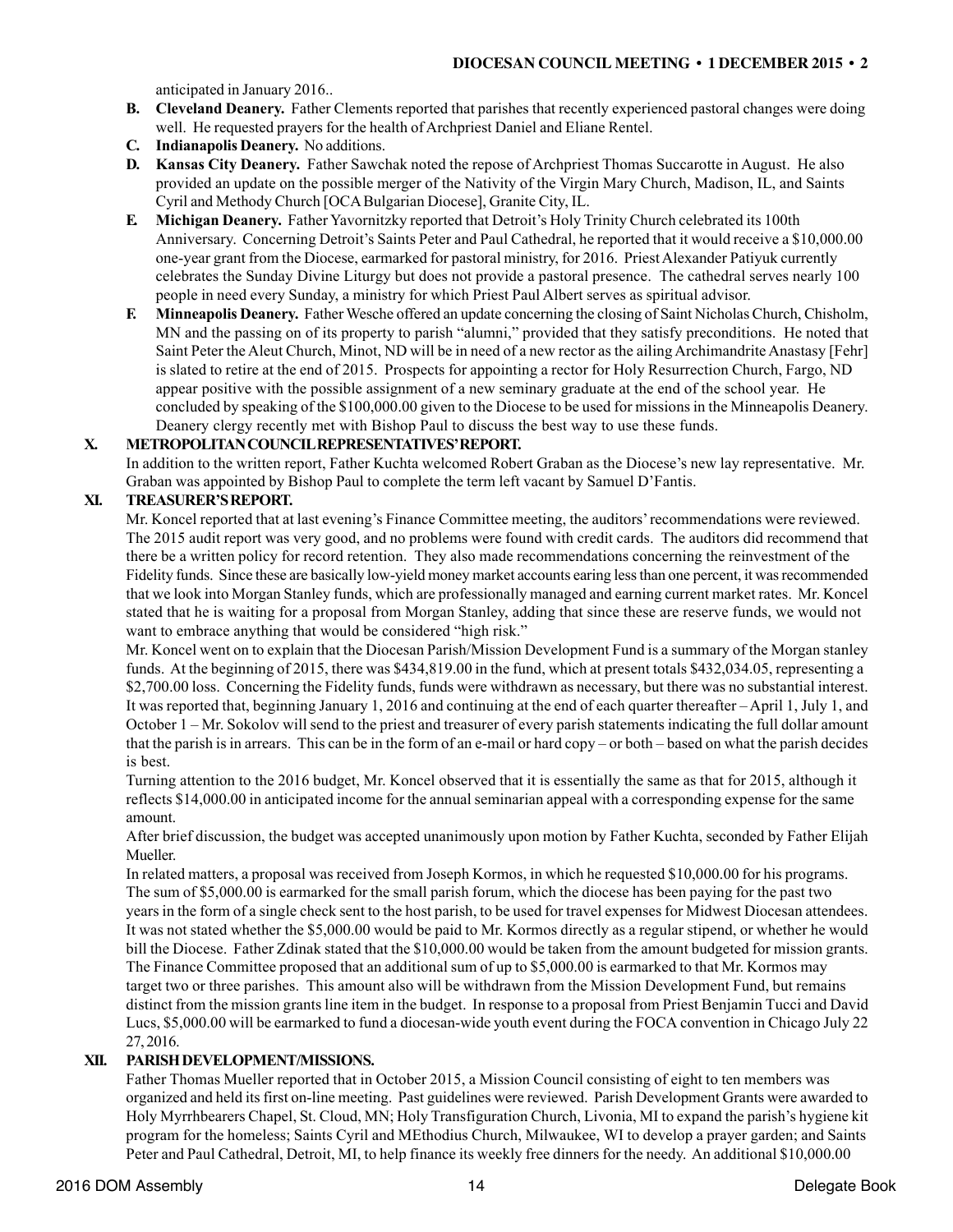anticipated in January 2016..

- **B. Cleveland Deanery.** Father Clements reported that parishes that recently experienced pastoral changes were doing well. He requested prayers for the health of Archpriest Daniel and Eliane Rentel.
- **C. Indianapolis Deanery.** No additions.
- **D. Kansas City Deanery.** Father Sawchak noted the repose of Archpriest Thomas Succarotte in August. He also provided an update on the possible merger of the Nativity of the Virgin Mary Church, Madison, IL, and Saints Cyril and Methody Church [OCA Bulgarian Diocese], Granite City, IL.
- **E. Michigan Deanery.** Father Yavornitzky reported that Detroit's Holy Trinity Church celebrated its 100th Anniversary. Concerning Detroit's Saints Peter and Paul Cathedral, he reported that it would receive a $10,000.00 one-year grant from the Diocese, earmarked for pastoral ministry, for 2016. Priest Alexander Patiyuk currently celebrates the Sunday Divine Liturgy but does not provide a pastoral presence. The cathedral serves nearly 100 people in need every Sunday, a ministry for which Priest Paul Albert serves as spiritual advisor.
- **F. Minneapolis Deanery.** Father Wesche offered an update concerning the closing of Saint Nicholas Church, Chisholm, MN and the passing on of its property to parish "alumni," provided that they satisfy preconditions. He noted that Saint Peter the Aleut Church, Minot, ND will be in need of a new rector as the ailing Archimandrite Anastasy [Fehr] is slated to retire at the end of 2015. Prospects for appointing a rector for Holy Resurrection Church, Fargo, ND appear positive with the possible assignment of a new seminary graduate at the end of the school year. He concluded by speaking of the $100,000.00 given to the Diocese to be used for missions in the Minneapolis Deanery. Deanery clergy recently met with Bishop Paul to discuss the best way to use these funds.

**X. METROPOLITAN COUNCIL REPRESENTATIVES' REPORT.**

In addition to the written report, Father Kuchta welcomed Robert Graban as the Diocese's new lay representative. Mr. Graban was appointed by Bishop Paul to complete the term left vacant by Samuel D'Fantis.

**XI. TREASURER'S REPORT.**

Mr. Koncel reported that at last evening's Finance Committee meeting, the auditors' recommendations were reviewed. The 2015 audit report was very good, and no problems were found with credit cards. The auditors did recommend that there be a written policy for record retention. They also made recommendations concerning the reinvestment of the Fidelity funds. Since these are basically low-yield money market accounts earing less than one percent, it was recommended that we look into Morgan Stanley funds, which are professionally managed and earning current market rates. Mr. Koncel stated that he is waiting for a proposal from Morgan Stanley, adding that since these are reserve funds, we would not want to embrace anything that would be considered "high risk."

Mr. Koncel went on to explain that the Diocesan Parish/Mission Development Fund is a summary of the Morgan stanley funds. At the beginning of 2015, there was $434,819.00 in the fund, which at present totals $432,034.05, representing a $2,700.00 loss. Concerning the Fidelity funds, funds were withdrawn as necessary, but there was no substantial interest. It was reported that, beginning January 1, 2016 and continuing at the end of each quarter thereafter – April 1, July 1, and October 1 – Mr. Sokolov will send to the priest and treasurer of every parish statements indicating the full dollar amount that the parish is in arrears. This can be in the form of an e-mail or hard copy – or both – based on what the parish decides is best.

Turning attention to the 2016 budget, Mr. Koncel observed that it is essentially the same as that for 2015, although it reflects $14,000.00 in anticipated income for the annual seminarian appeal with a corresponding expense for the same amount.

After brief discussion, the budget was accepted unanimously upon motion by Father Kuchta, seconded by Father Elijah Mueller.

In related matters, a proposal was received from Joseph Kormos, in which he requested $10,000.00 for his programs. The sum of $5,000.00 is earmarked for the small parish forum, which the diocese has been paying for the past two years in the form of a single check sent to the host parish, to be used for travel expenses for Midwest Diocesan attendees. It was not stated whether the $5,000.00 would be paid to Mr. Kormos directly as a regular stipend, or whether he would bill the Diocese. Father Zdinak stated that the $10,000.00 would be taken from the amount budgeted for mission grants. The Finance Committee proposed that an additional sum of up to $5,000.00 is earmarked to that Mr. Kormos may target two or three parishes. This amount also will be withdrawn from the Mission Development Fund, but remains distinct from the mission grants line item in the budget. In response to a proposal from Priest Benjamin Tucci and David Lucs, $5,000.00 will be earmarked to fund a diocesan-wide youth event during the FOCA convention in Chicago July 22 27, 2016.

**XII. PARISH DEVELOPMENT/MISSIONS.**

Father Thomas Mueller reported that in October 2015, a Mission Council consisting of eight to ten members was organized and held its first on-line meeting. Past guidelines were reviewed. Parish Development Grants were awarded to Holy Myrrhbearers Chapel, St. Cloud, MN; Holy Transfiguration Church, Livonia, MI to expand the parish's hygiene kit program for the homeless; Saints Cyril and MEthodius Church, Milwaukee, WI to develop a prayer garden; and Saints Peter and Paul Cathedral, Detroit, MI, to help finance its weekly free dinners for the needy. An additional $10,000.00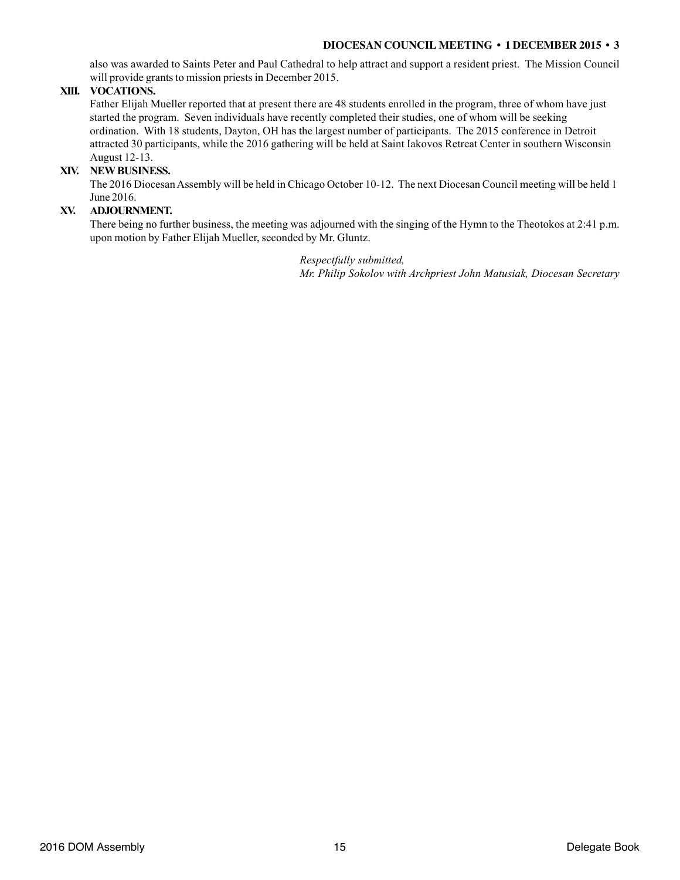also was awarded to Saints Peter and Paul Cathedral to help attract and support a resident priest. The Mission Council will provide grants to mission priests in December 2015.

**XIII. VOCATIONS.**

Father Elijah Mueller reported that at present there are 48 students enrolled in the program, three of whom have just started the program. Seven individuals have recently completed their studies, one of whom will be seeking ordination. With 18 students, Dayton, OH has the largest number of participants. The 2015 conference in Detroit attracted 30 participants, while the 2016 gathering will be held at Saint Iakovos Retreat Center in southern Wisconsin August 12-13.

**XIV. NEW BUSINESS.**

The 2016 Diocesan Assembly will be held in Chicago October 10-12. The next Diocesan Council meeting will be held 1 June 2016.

**XV. ADJOURNMENT.**

There being no further business, the meeting was adjourned with the singing of the Hymn to the Theotokos at 2:41 p.m. upon motion by Father Elijah Mueller, seconded by Mr. Gluntz.

*Respectfully submitted,*
*Mr. Philip Sokolov with Archpriest John Matusiak, Diocesan Secretary*